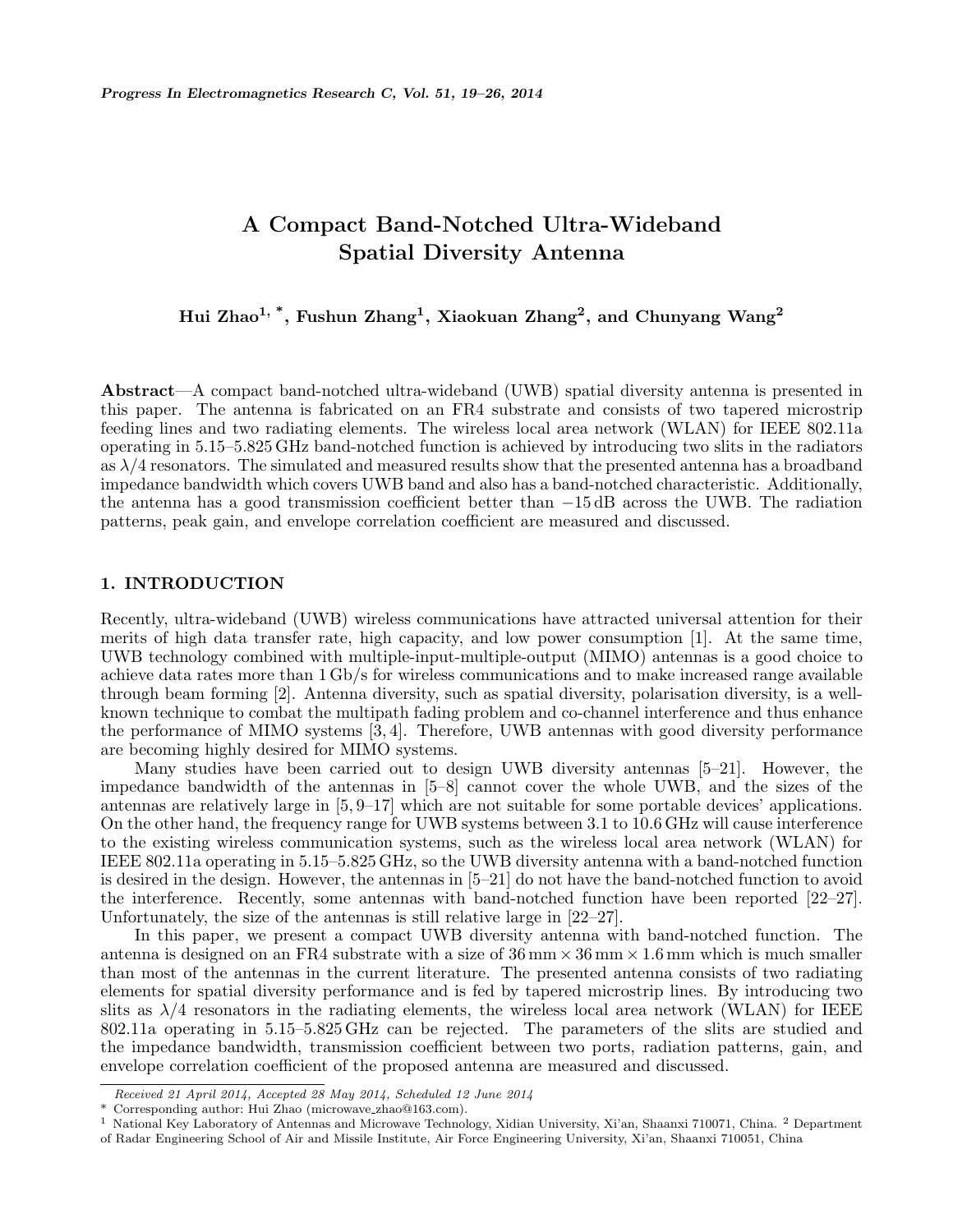# A Compact Band-Notched Ultra-Wideband Spatial Diversity Antenna

**Hui Zhao[1, *], Fushun Zhang[1], Xiaokuan Zhang[2], and Chunyang Wang[2]**

**Abstract**—A compact band-notched ultra-wideband (UWB) spatial diversity antenna is presented in this paper. The antenna is fabricated on an FR4 substrate and consists of two tapered microstrip feeding lines and two radiating elements. The wireless local area network (WLAN) for IEEE 802.11a operating in 5.15–5.825 GHz band-notched function is achieved by introducing two slits in the radiators as $\lambda/4$ resonators. The simulated and measured results show that the presented antenna has a broadband impedance bandwidth which covers UWB band and also has a band-notched characteristic. Additionally, the antenna has a good transmission coefficient better than $-15$ dB across the UWB. The radiation patterns, peak gain, and envelope correlation coefficient are measured and discussed.

## 1. INTRODUCTION

Recently, ultra-wideband (UWB) wireless communications have attracted universal attention for their merits of high data transfer rate, high capacity, and low power consumption [1]. At the same time, UWB technology combined with multiple-input-multiple-output (MIMO) antennas is a good choice to achieve data rates more than 1 Gb/s for wireless communications and to make increased range available through beam forming [2]. Antenna diversity, such as spatial diversity, polarisation diversity, is a well-known technique to combat the multipath fading problem and co-channel interference and thus enhance the performance of MIMO systems [3, 4]. Therefore, UWB antennas with good diversity performance are becoming highly desired for MIMO systems.

Many studies have been carried out to design UWB diversity antennas [5–21]. However, the impedance bandwidth of the antennas in [5–8] cannot cover the whole UWB, and the sizes of the antennas are relatively large in [5, 9–17] which are not suitable for some portable devices' applications. On the other hand, the frequency range for UWB systems between 3.1 to 10.6 GHz will cause interference to the existing wireless communication systems, such as the wireless local area network (WLAN) for IEEE 802.11a operating in 5.15–5.825 GHz, so the UWB diversity antenna with a band-notched function is desired in the design. However, the antennas in [5–21] do not have the band-notched function to avoid the interference. Recently, some antennas with band-notched function have been reported [22–27]. Unfortunately, the size of the antennas is still relative large in [22–27].

In this paper, we present a compact UWB diversity antenna with band-notched function. The antenna is designed on an FR4 substrate with a size of 36 mm × 36 mm × 1.6 mm which is much smaller than most of the antennas in the current literature. The presented antenna consists of two radiating elements for spatial diversity performance and is fed by tapered microstrip lines. By introducing two slits as $\lambda/4$ resonators in the radiating elements, the wireless local area network (WLAN) for IEEE 802.11a operating in 5.15–5.825 GHz can be rejected. The parameters of the slits are studied and the impedance bandwidth, transmission coefficient between two ports, radiation patterns, gain, and envelope correlation coefficient of the proposed antenna are measured and discussed.

---

*Received 21 April 2014, Accepted 28 May 2014, Scheduled 12 June 2014*

\* Corresponding author: Hui Zhao (microwave_zhao@163.com).

[1] National Key Laboratory of Antennas and Microwave Technology, Xidian University, Xi'an, Shaanxi 710071, China. [2] Department of Radar Engineering School of Air and Missile Institute, Air Force Engineering University, Xi'an, Shaanxi 710051, China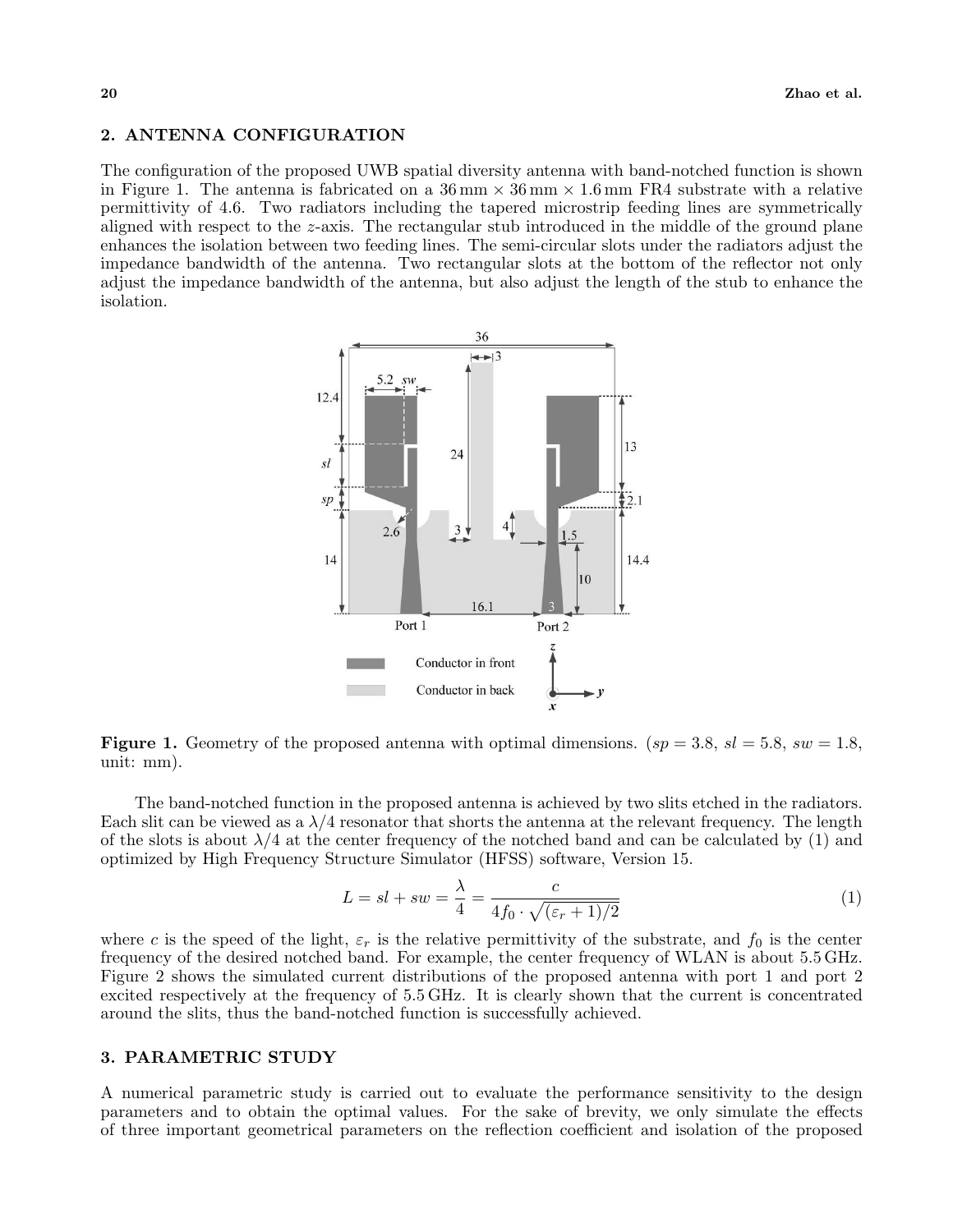## 2. ANTENNA CONFIGURATION

The configuration of the proposed UWB spatial diversity antenna with band-notched function is shown in Figure 1. The antenna is fabricated on a 36 mm × 36 mm × 1.6 mm FR4 substrate with a relative permittivity of 4.6. Two radiators including the tapered microstrip feeding lines are symmetrically aligned with respect to the $z$-axis. The rectangular stub introduced in the middle of the ground plane enhances the isolation between two feeding lines. The semi-circular slots under the radiators adjust the impedance bandwidth of the antenna. Two rectangular slots at the bottom of the reflector not only adjust the impedance bandwidth of the antenna, but also adjust the length of the stub to enhance the isolation.

**Figure 1.** Geometry of the proposed antenna with optimal dimensions. ($sp = 3.8$, $sl = 5.8$, $sw = 1.8$, unit: mm).

The band-notched function in the proposed antenna is achieved by two slits etched in the radiators. Each slit can be viewed as a $\lambda/4$ resonator that shorts the antenna at the relevant frequency. The length of the slots is about $\lambda/4$ at the center frequency of the notched band and can be calculated by (1) and optimized by High Frequency Structure Simulator (HFSS) software, Version 15.

$$L = sl + sw = \frac{\lambda}{4} = \frac{c}{4f_0 \cdot \sqrt{(\varepsilon_r + 1)/2}} \tag{1}$$

where $c$ is the speed of the light, $\varepsilon_r$ is the relative permittivity of the substrate, and $f_0$ is the center frequency of the desired notched band. For example, the center frequency of WLAN is about 5.5 GHz. Figure 2 shows the simulated current distributions of the proposed antenna with port 1 and port 2 excited respectively at the frequency of 5.5 GHz. It is clearly shown that the current is concentrated around the slits, thus the band-notched function is successfully achieved.

## 3. PARAMETRIC STUDY

A numerical parametric study is carried out to evaluate the performance sensitivity to the design parameters and to obtain the optimal values. For the sake of brevity, we only simulate the effects of three important geometrical parameters on the reflection coefficient and isolation of the proposed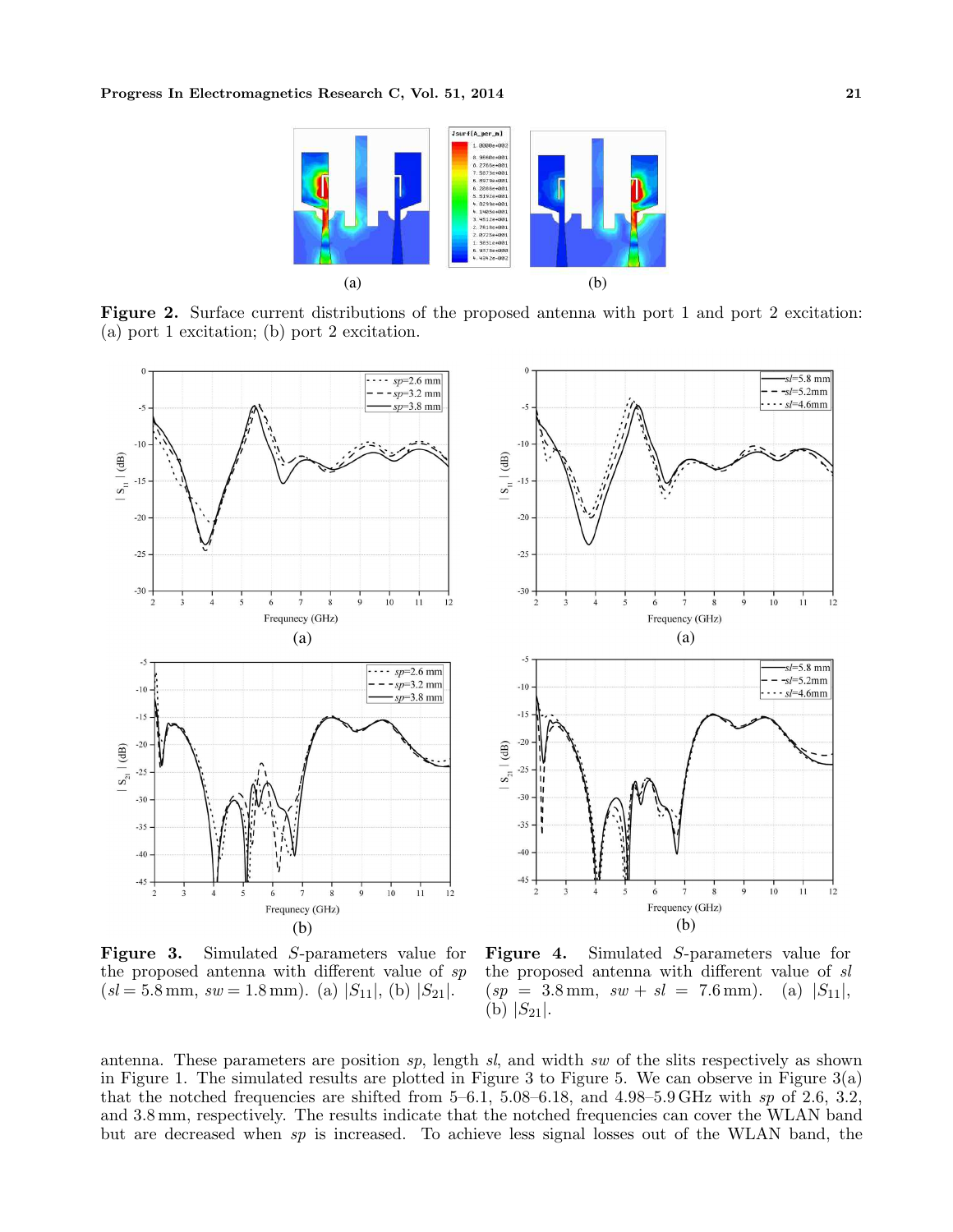Figure 2. Surface current distributions of the proposed antenna with port 1 and port 2 excitation: (a) port 1 excitation; (b) port 2 excitation.

**Figure 3.** Simulated $S$-parameters value for the proposed antenna with different value of $sp$ ($sl = 5.8$ mm, $sw = 1.8$ mm). (a) $|S_{11}|$, (b) $|S_{21}|$.

**Figure 4.** Simulated $S$-parameters value for the proposed antenna with different value of $sl$ ($sp = 3.8$ mm, $sw + sl = 7.6$ mm). (a) $|S_{11}|$, (b) $|S_{21}|$.

antenna. These parameters are position $sp$, length $sl$, and width $sw$ of the slits respectively as shown in Figure 1. The simulated results are plotted in Figure 3 to Figure 5. We can observe in Figure 3(a) that the notched frequencies are shifted from 5–6.1, 5.08–6.18, and 4.98–5.9 GHz with $sp$ of 2.6, 3.2, and 3.8 mm, respectively. The results indicate that the notched frequencies can cover the WLAN band but are decreased when $sp$ is increased. To achieve less signal losses out of the WLAN band, the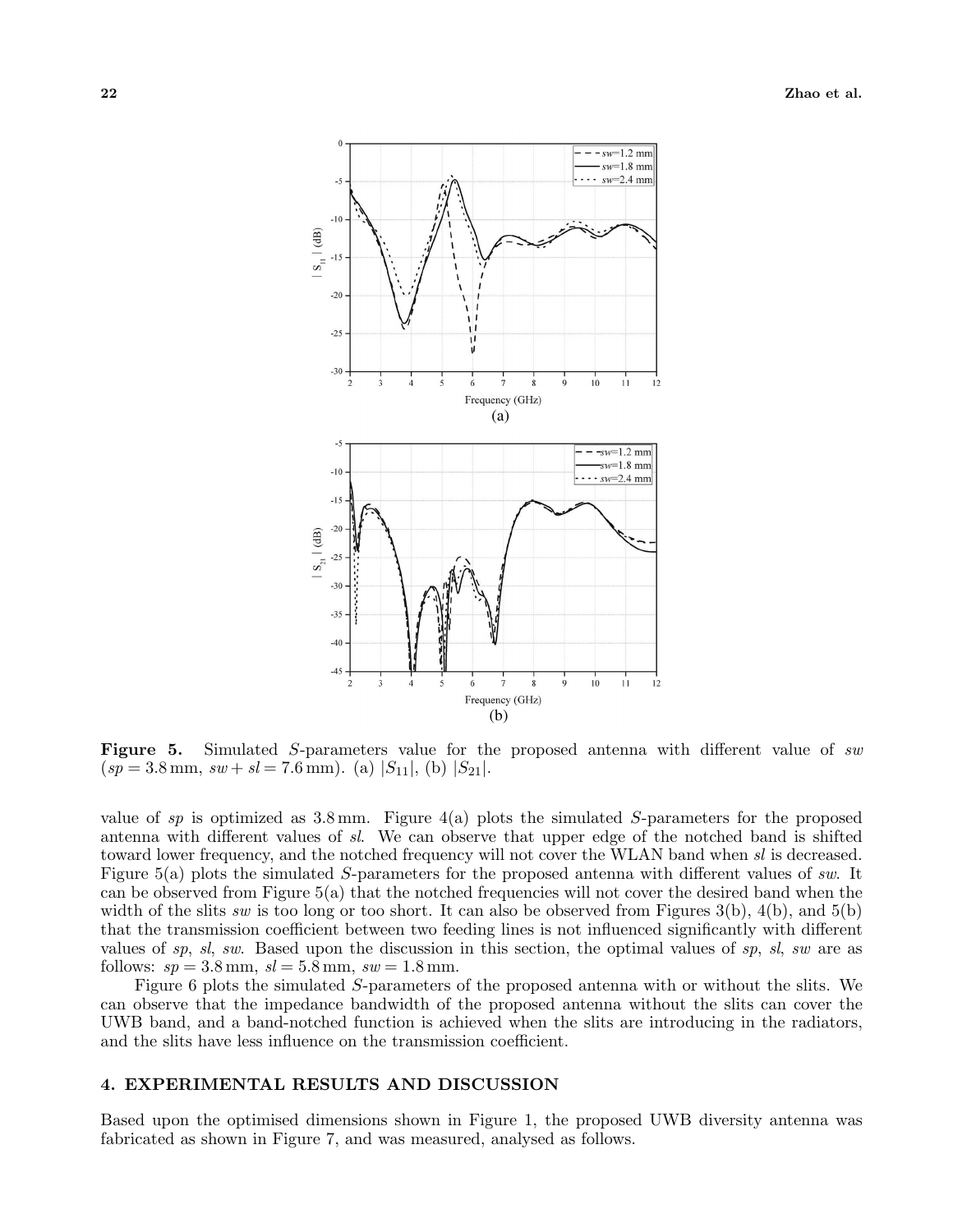Figure 5. Simulated $S$-parameters value for the proposed antenna with different value of $sw$ ($sp = 3.8\,\text{mm}$, $sw + sl = 7.6\,\text{mm}$). (a) $|S_{11}|$, (b) $|S_{21}|$.

value of $sp$ is optimized as 3.8 mm. Figure 4(a) plots the simulated $S$-parameters for the proposed antenna with different values of $sl$. We can observe that upper edge of the notched band is shifted toward lower frequency, and the notched frequency will not cover the WLAN band when $sl$ is decreased. Figure 5(a) plots the simulated $S$-parameters for the proposed antenna with different values of $sw$. It can be observed from Figure 5(a) that the notched frequencies will not cover the desired band when the width of the slits $sw$ is too long or too short. It can also be observed from Figures 3(b), 4(b), and 5(b) that the transmission coefficient between two feeding lines is not influenced significantly with different values of $sp$, $sl$, $sw$. Based upon the discussion in this section, the optimal values of $sp$, $sl$, $sw$ are as follows: $sp = 3.8\,\text{mm}$, $sl = 5.8\,\text{mm}$, $sw = 1.8\,\text{mm}$.

Figure 6 plots the simulated $S$-parameters of the proposed antenna with or without the slits. We can observe that the impedance bandwidth of the proposed antenna without the slits can cover the UWB band, and a band-notched function is achieved when the slits are introducing in the radiators, and the slits have less influence on the transmission coefficient.

## 4. EXPERIMENTAL RESULTS AND DISCUSSION

Based upon the optimised dimensions shown in Figure 1, the proposed UWB diversity antenna was fabricated as shown in Figure 7, and was measured, analysed as follows.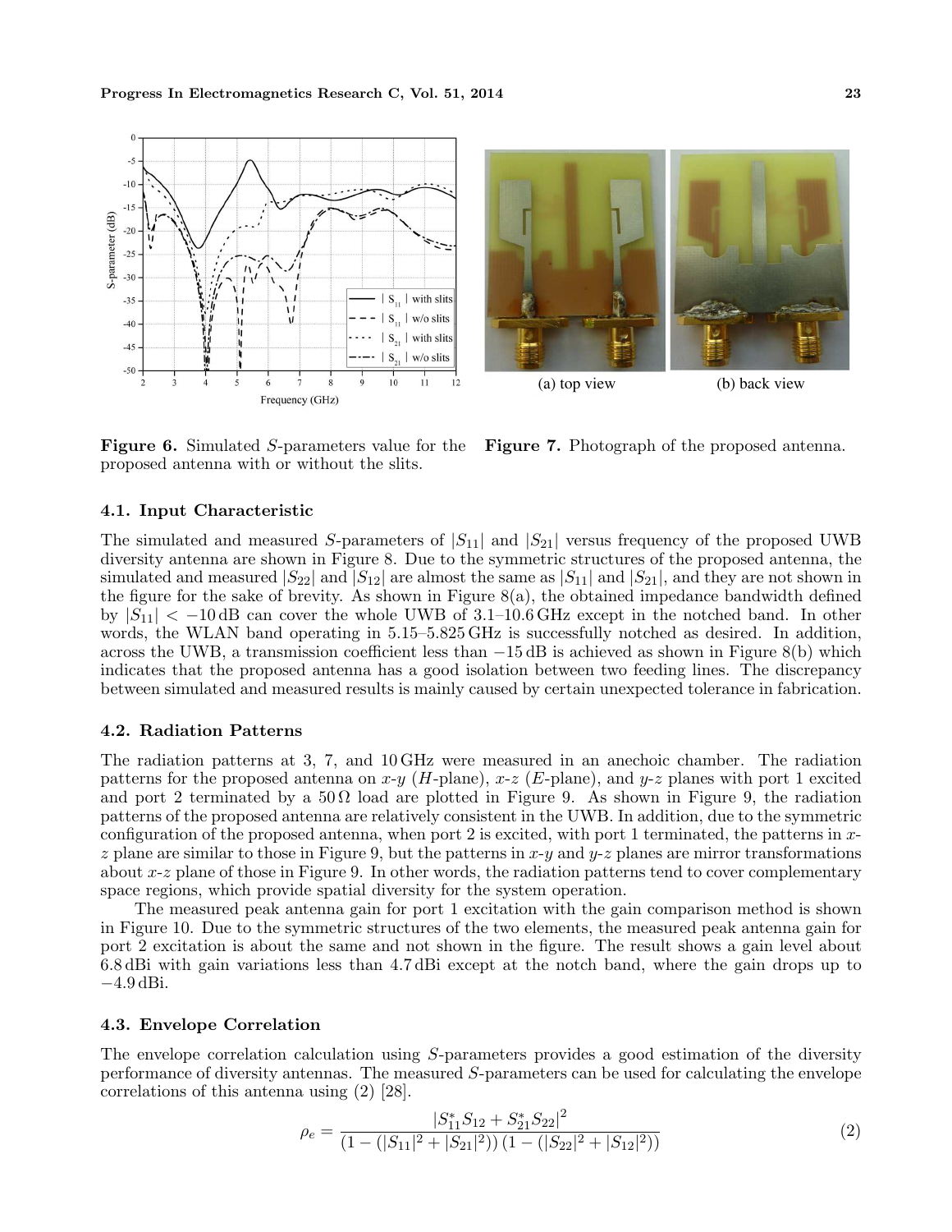Figure 6. Simulated $S$-parameters value for the proposed antenna with or without the slits.

Figure 7. Photograph of the proposed antenna.

(a) top view

(b) back view

### 4.1. Input Characteristic

The simulated and measured $S$-parameters of $|S_{11}|$ and $|S_{21}|$ versus frequency of the proposed UWB diversity antenna are shown in Figure 8. Due to the symmetric structures of the proposed antenna, the simulated and measured $|S_{22}|$ and $|S_{12}|$ are almost the same as $|S_{11}|$ and $|S_{21}|$, and they are not shown in the figure for the sake of brevity. As shown in Figure 8(a), the obtained impedance bandwidth defined by $|S_{11}| < -10\,\text{dB}$ can cover the whole UWB of 3.1–10.6 GHz except in the notched band. In other words, the WLAN band operating in 5.15–5.825 GHz is successfully notched as desired. In addition, across the UWB, a transmission coefficient less than $-15\,\text{dB}$ is achieved as shown in Figure 8(b) which indicates that the proposed antenna has a good isolation between two feeding lines. The discrepancy between simulated and measured results is mainly caused by certain unexpected tolerance in fabrication.

### 4.2. Radiation Patterns

The radiation patterns at 3, 7, and 10 GHz were measured in an anechoic chamber. The radiation patterns for the proposed antenna on $x$-$y$ ($H$-plane), $x$-$z$ ($E$-plane), and $y$-$z$ planes with port 1 excited and port 2 terminated by a $50\,\Omega$ load are plotted in Figure 9. As shown in Figure 9, the radiation patterns of the proposed antenna are relatively consistent in the UWB. In addition, due to the symmetric configuration of the proposed antenna, when port 2 is excited, with port 1 terminated, the patterns in $x$-$z$ plane are similar to those in Figure 9, but the patterns in $x$-$y$ and $y$-$z$ planes are mirror transformations about $x$-$z$ plane of those in Figure 9. In other words, the radiation patterns tend to cover complementary space regions, which provide spatial diversity for the system operation.

The measured peak antenna gain for port 1 excitation with the gain comparison method is shown in Figure 10. Due to the symmetric structures of the two elements, the measured peak antenna gain for port 2 excitation is about the same and not shown in the figure. The result shows a gain level about 6.8 dBi with gain variations less than 4.7 dBi except at the notch band, where the gain drops up to $-4.9$ dBi.

### 4.3. Envelope Correlation

The envelope correlation calculation using $S$-parameters provides a good estimation of the diversity performance of diversity antennas. The measured $S$-parameters can be used for calculating the envelope correlations of this antenna using (2) [28].

$$\rho_e = \frac{|S_{11}^{*}S_{12} + S_{21}^{*}S_{22}|^2}{\left(1 - (|S_{11}|^2 + |S_{21}|^2)\right)\left(1 - (|S_{22}|^2 + |S_{12}|^2)\right)} \tag{2}$$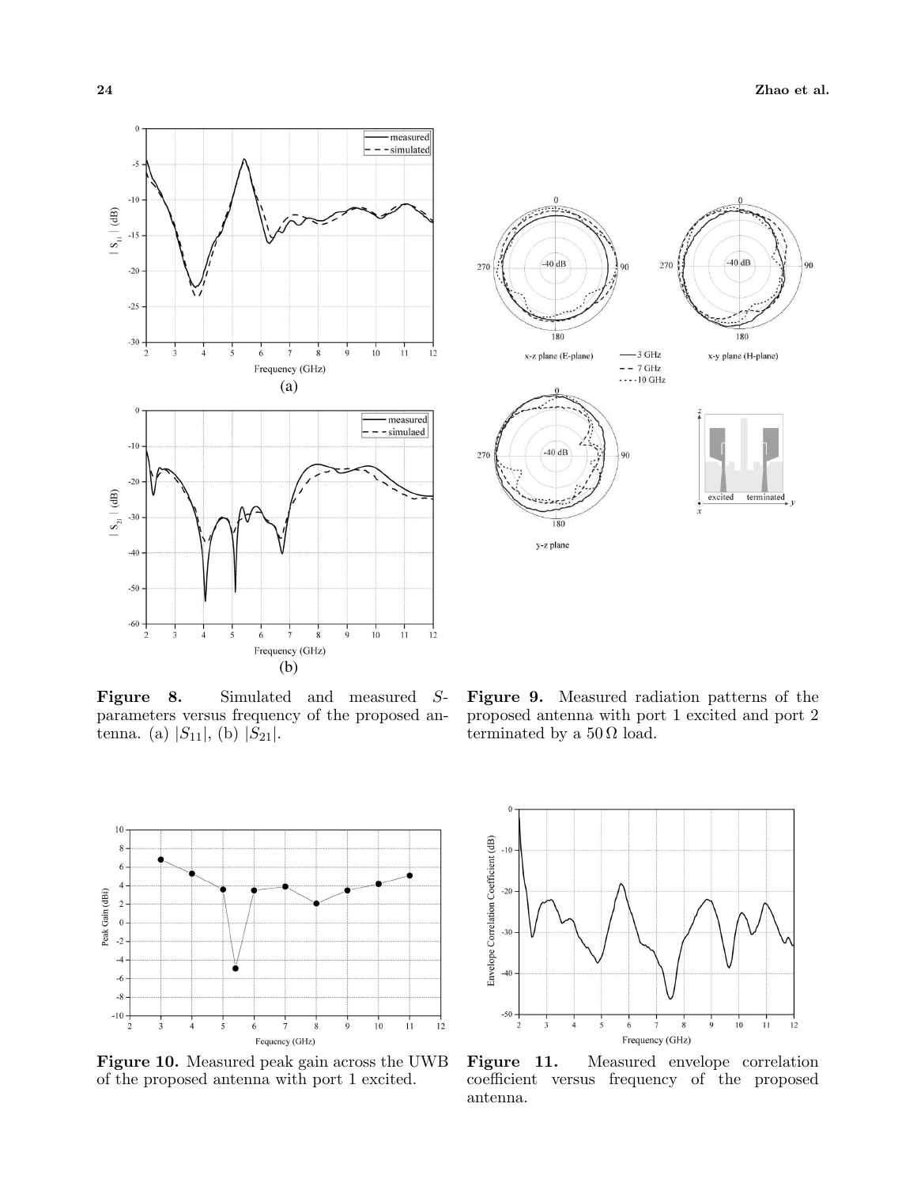**Figure 8.** Simulated and measured *S*-parameters versus frequency of the proposed antenna. (a) $|S_{11}|$, (b) $|S_{21}|$.

**Figure 9.** Measured radiation patterns of the proposed antenna with port 1 excited and port 2 terminated by a $50\,\Omega$ load.

**Figure 10.** Measured peak gain across the UWB of the proposed antenna with port 1 excited.

**Figure 11.** Measured envelope correlation coefficient versus frequency of the proposed antenna.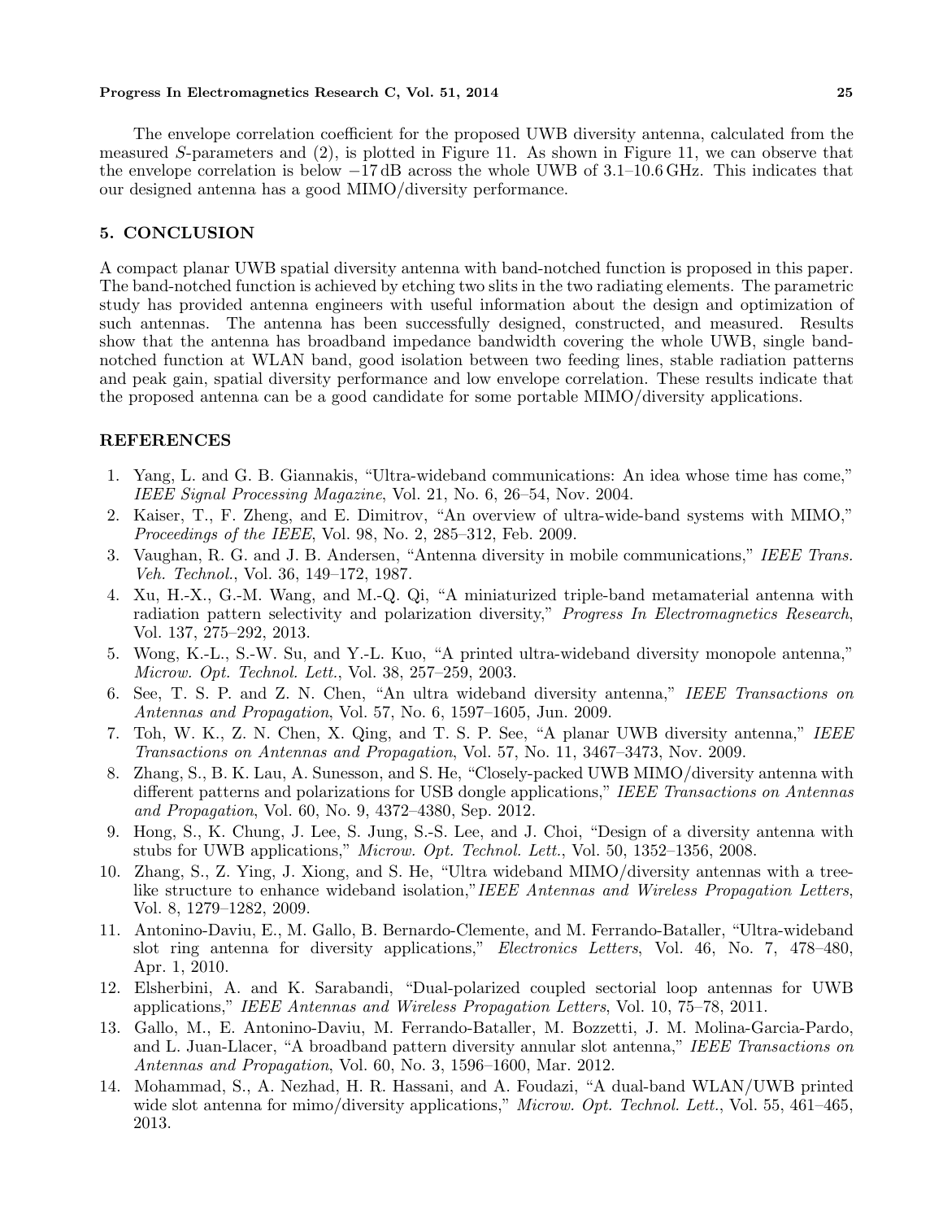The envelope correlation coefficient for the proposed UWB diversity antenna, calculated from the measured $S$-parameters and (2), is plotted in Figure 11. As shown in Figure 11, we can observe that the envelope correlation is below $-17$ dB across the whole UWB of 3.1–10.6 GHz. This indicates that our designed antenna has a good MIMO/diversity performance.

## 5. CONCLUSION

A compact planar UWB spatial diversity antenna with band-notched function is proposed in this paper. The band-notched function is achieved by etching two slits in the two radiating elements. The parametric study has provided antenna engineers with useful information about the design and optimization of such antennas. The antenna has been successfully designed, constructed, and measured. Results show that the antenna has broadband impedance bandwidth covering the whole UWB, single band-notched function at WLAN band, good isolation between two feeding lines, stable radiation patterns and peak gain, spatial diversity performance and low envelope correlation. These results indicate that the proposed antenna can be a good candidate for some portable MIMO/diversity applications.

## REFERENCES

1. Yang, L. and G. B. Giannakis, "Ultra-wideband communications: An idea whose time has come," *IEEE Signal Processing Magazine*, Vol. 21, No. 6, 26–54, Nov. 2004.
2. Kaiser, T., F. Zheng, and E. Dimitrov, "An overview of ultra-wide-band systems with MIMO," *Proceedings of the IEEE*, Vol. 98, No. 2, 285–312, Feb. 2009.
3. Vaughan, R. G. and J. B. Andersen, "Antenna diversity in mobile communications," *IEEE Trans. Veh. Technol.*, Vol. 36, 149–172, 1987.
4. Xu, H.-X., G.-M. Wang, and M.-Q. Qi, "A miniaturized triple-band metamaterial antenna with radiation pattern selectivity and polarization diversity," *Progress In Electromagnetics Research*, Vol. 137, 275–292, 2013.
5. Wong, K.-L., S.-W. Su, and Y.-L. Kuo, "A printed ultra-wideband diversity monopole antenna," *Microw. Opt. Technol. Lett.*, Vol. 38, 257–259, 2003.
6. See, T. S. P. and Z. N. Chen, "An ultra wideband diversity antenna," *IEEE Transactions on Antennas and Propagation*, Vol. 57, No. 6, 1597–1605, Jun. 2009.
7. Toh, W. K., Z. N. Chen, X. Qing, and T. S. P. See, "A planar UWB diversity antenna," *IEEE Transactions on Antennas and Propagation*, Vol. 57, No. 11, 3467–3473, Nov. 2009.
8. Zhang, S., B. K. Lau, A. Sunesson, and S. He, "Closely-packed UWB MIMO/diversity antenna with different patterns and polarizations for USB dongle applications," *IEEE Transactions on Antennas and Propagation*, Vol. 60, No. 9, 4372–4380, Sep. 2012.
9. Hong, S., K. Chung, J. Lee, S. Jung, S.-S. Lee, and J. Choi, "Design of a diversity antenna with stubs for UWB applications," *Microw. Opt. Technol. Lett.*, Vol. 50, 1352–1356, 2008.
10. Zhang, S., Z. Ying, J. Xiong, and S. He, "Ultra wideband MIMO/diversity antennas with a tree-like structure to enhance wideband isolation,"*IEEE Antennas and Wireless Propagation Letters*, Vol. 8, 1279–1282, 2009.
11. Antonino-Daviu, E., M. Gallo, B. Bernardo-Clemente, and M. Ferrando-Bataller, "Ultra-wideband slot ring antenna for diversity applications," *Electronics Letters*, Vol. 46, No. 7, 478–480, Apr. 1, 2010.
12. Elsherbini, A. and K. Sarabandi, "Dual-polarized coupled sectorial loop antennas for UWB applications," *IEEE Antennas and Wireless Propagation Letters*, Vol. 10, 75–78, 2011.
13. Gallo, M., E. Antonino-Daviu, M. Ferrando-Bataller, M. Bozzetti, J. M. Molina-Garcia-Pardo, and L. Juan-Llacer, "A broadband pattern diversity annular slot antenna," *IEEE Transactions on Antennas and Propagation*, Vol. 60, No. 3, 1596–1600, Mar. 2012.
14. Mohammad, S., A. Nezhad, H. R. Hassani, and A. Foudazi, "A dual-band WLAN/UWB printed wide slot antenna for mimo/diversity applications," *Microw. Opt. Technol. Lett.*, Vol. 55, 461–465, 2013.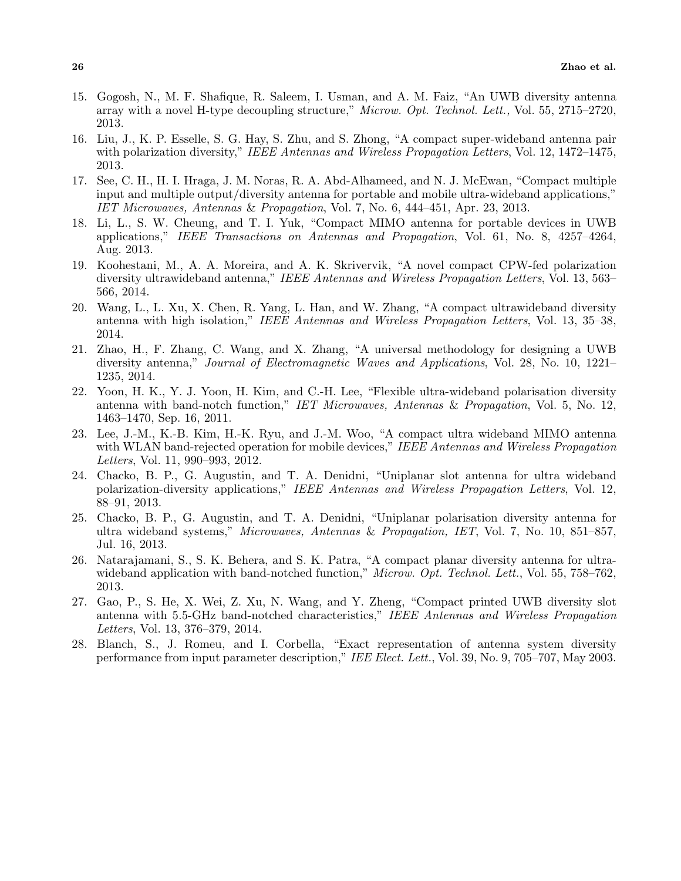15. Gogosh, N., M. F. Shafique, R. Saleem, I. Usman, and A. M. Faiz, "An UWB diversity antenna array with a novel H-type decoupling structure," *Microw. Opt. Technol. Lett.,* Vol. 55, 2715–2720, 2013.
16. Liu, J., K. P. Esselle, S. G. Hay, S. Zhu, and S. Zhong, "A compact super-wideband antenna pair with polarization diversity," *IEEE Antennas and Wireless Propagation Letters*, Vol. 12, 1472–1475, 2013.
17. See, C. H., H. I. Hraga, J. M. Noras, R. A. Abd-Alhameed, and N. J. McEwan, "Compact multiple input and multiple output/diversity antenna for portable and mobile ultra-wideband applications," *IET Microwaves, Antennas & Propagation*, Vol. 7, No. 6, 444–451, Apr. 23, 2013.
18. Li, L., S. W. Cheung, and T. I. Yuk, "Compact MIMO antenna for portable devices in UWB applications," *IEEE Transactions on Antennas and Propagation*, Vol. 61, No. 8, 4257–4264, Aug. 2013.
19. Koohestani, M., A. A. Moreira, and A. K. Skrivervik, "A novel compact CPW-fed polarization diversity ultrawideband antenna," *IEEE Antennas and Wireless Propagation Letters*, Vol. 13, 563–566, 2014.
20. Wang, L., L. Xu, X. Chen, R. Yang, L. Han, and W. Zhang, "A compact ultrawideband diversity antenna with high isolation," *IEEE Antennas and Wireless Propagation Letters*, Vol. 13, 35–38, 2014.
21. Zhao, H., F. Zhang, C. Wang, and X. Zhang, "A universal methodology for designing a UWB diversity antenna," *Journal of Electromagnetic Waves and Applications*, Vol. 28, No. 10, 1221–1235, 2014.
22. Yoon, H. K., Y. J. Yoon, H. Kim, and C.-H. Lee, "Flexible ultra-wideband polarisation diversity antenna with band-notch function," *IET Microwaves, Antennas & Propagation*, Vol. 5, No. 12, 1463–1470, Sep. 16, 2011.
23. Lee, J.-M., K.-B. Kim, H.-K. Ryu, and J.-M. Woo, "A compact ultra wideband MIMO antenna with WLAN band-rejected operation for mobile devices," *IEEE Antennas and Wireless Propagation Letters*, Vol. 11, 990–993, 2012.
24. Chacko, B. P., G. Augustin, and T. A. Denidni, "Uniplanar slot antenna for ultra wideband polarization-diversity applications," *IEEE Antennas and Wireless Propagation Letters*, Vol. 12, 88–91, 2013.
25. Chacko, B. P., G. Augustin, and T. A. Denidni, "Uniplanar polarisation diversity antenna for ultra wideband systems," *Microwaves, Antennas & Propagation, IET*, Vol. 7, No. 10, 851–857, Jul. 16, 2013.
26. Natarajamani, S., S. K. Behera, and S. K. Patra, "A compact planar diversity antenna for ultra-wideband application with band-notched function," *Microw. Opt. Technol. Lett.*, Vol. 55, 758–762, 2013.
27. Gao, P., S. He, X. Wei, Z. Xu, N. Wang, and Y. Zheng, "Compact printed UWB diversity slot antenna with 5.5-GHz band-notched characteristics," *IEEE Antennas and Wireless Propagation Letters*, Vol. 13, 376–379, 2014.
28. Blanch, S., J. Romeu, and I. Corbella, "Exact representation of antenna system diversity performance from input parameter description," *IEE Elect. Lett.*, Vol. 39, No. 9, 705–707, May 2003.